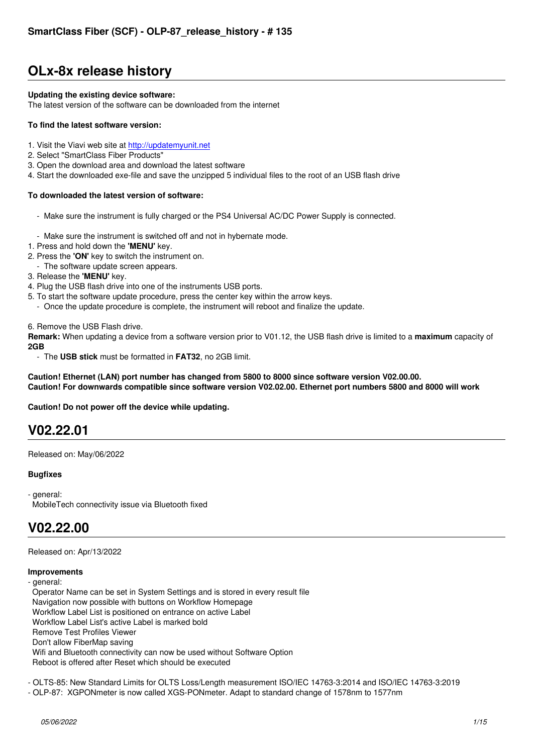# OLx-8x release history

**Updating the existing device software:**
The latest version of the software can be downloaded from the internet

**To find the latest software version:**

1. Visit the Viavi web site at http://updatemyunit.net
2. Select "SmartClass Fiber Products"
3. Open the download area and download the latest software
4. Start the downloaded exe-file and save the unzipped 5 individual files to the root of an USB flash drive

**To downloaded the latest version of software:**

- Make sure the instrument is fully charged or the PS4 Universal AC/DC Power Supply is connected.

- Make sure the instrument is switched off and not in hybernate mode.

1. Press and hold down the **'MENU'** key.
2. Press the **'ON'** key to switch the instrument on.
   - The software update screen appears.
3. Release the **'MENU'** key.
4. Plug the USB flash drive into one of the instruments USB ports.
5. To start the software update procedure, press the center key within the arrow keys.
   - Once the update procedure is complete, the instrument will reboot and finalize the update.

6. Remove the USB Flash drive.

**Remark:** When updating a device from a software version prior to V01.12, the USB flash drive is limited to a **maximum** capacity of **2GB**

- The **USB stick** must be formatted in **FAT32**, no 2GB limit.

**Caution! Ethernet (LAN) port number has changed from 5800 to 8000 since software version V02.00.00.**
**Caution! For downwards compatible since software version V02.02.00. Ethernet port numbers 5800 and 8000 will work**

**Caution! Do not power off the device while updating.**

# V02.22.01

Released on: May/06/2022

**Bugfixes**

- general:
  MobileTech connectivity issue via Bluetooth fixed

# V02.22.00

Released on: Apr/13/2022

**Improvements**

- general:
  Operator Name can be set in System Settings and is stored in every result file
  Navigation now possible with buttons on Workflow Homepage
  Workflow Label List is positioned on entrance on active Label
  Workflow Label List's active Label is marked bold
  Remove Test Profiles Viewer
  Don't allow FiberMap saving
  Wifi and Bluetooth connectivity can now be used without Software Option
  Reboot is offered after Reset which should be executed

- OLTS-85: New Standard Limits for OLTS Loss/Length measurement ISO/IEC 14763-3:2014 and ISO/IEC 14763-3:2019
- OLP-87: XGPONmeter is now called XGS-PONmeter. Adapt to standard change of 1578nm to 1577nm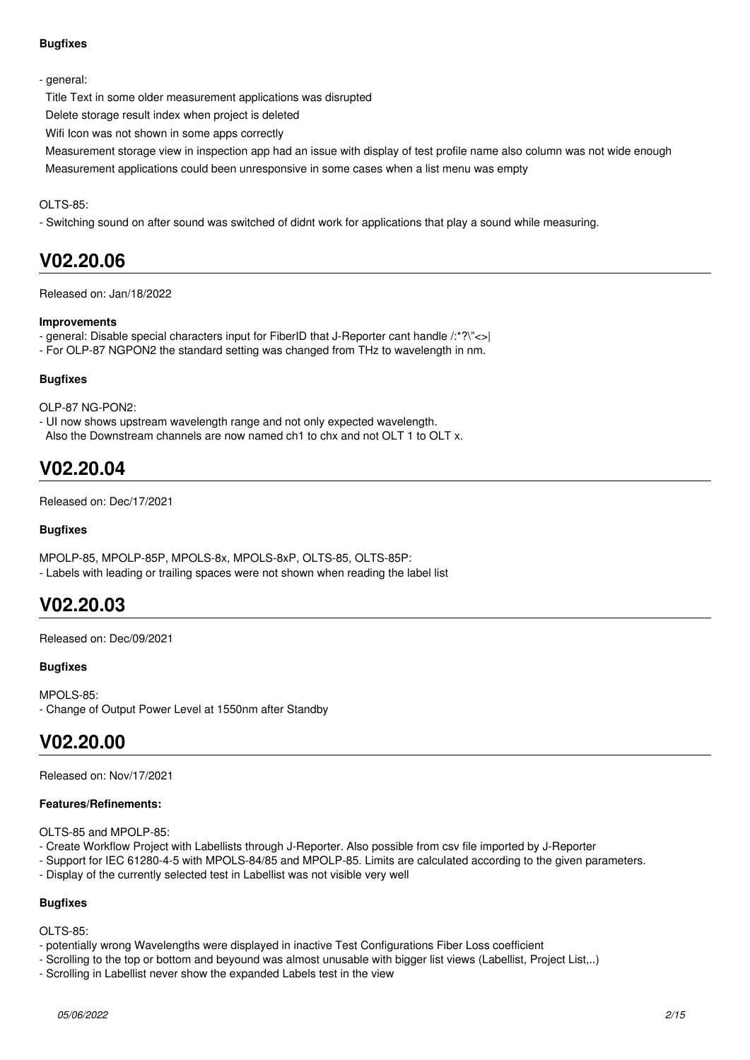**Bugfixes**

- general:

  Title Text in some older measurement applications was disrupted

  Delete storage result index when project is deleted

  Wifi Icon was not shown in some apps correctly

  Measurement storage view in inspection app had an issue with display of test profile name also column was not wide enough

  Measurement applications could been unresponsive in some cases when a list menu was empty

OLTS-85:

- Switching sound on after sound was switched of didnt work for applications that play a sound while measuring.

# V02.20.06

Released on: Jan/18/2022

**Improvements**

- general: Disable special characters input for FiberID that J-Reporter cant handle /:*?\"<>|
- For OLP-87 NGPON2 the standard setting was changed from THz to wavelength in nm.

**Bugfixes**

OLP-87 NG-PON2:

- UI now shows upstream wavelength range and not only expected wavelength.
  Also the Downstream channels are now named ch1 to chx and not OLT 1 to OLT x.

# V02.20.04

Released on: Dec/17/2021

**Bugfixes**

MPOLP-85, MPOLP-85P, MPOLS-8x, MPOLS-8xP, OLTS-85, OLTS-85P:

- Labels with leading or trailing spaces were not shown when reading the label list

# V02.20.03

Released on: Dec/09/2021

**Bugfixes**

MPOLS-85:

- Change of Output Power Level at 1550nm after Standby

# V02.20.00

Released on: Nov/17/2021

**Features/Refinements:**

OLTS-85 and MPOLP-85:

- Create Workflow Project with Labellists through J-Reporter. Also possible from csv file imported by J-Reporter
- Support for IEC 61280-4-5 with MPOLS-84/85 and MPOLP-85. Limits are calculated according to the given parameters.
- Display of the currently selected test in Labellist was not visible very well

**Bugfixes**

OLTS-85:

- potentially wrong Wavelengths were displayed in inactive Test Configurations Fiber Loss coefficient
- Scrolling to the top or bottom and beyound was almost unusable with bigger list views (Labellist, Project List,..)
- Scrolling in Labellist never show the expanded Labels test in the view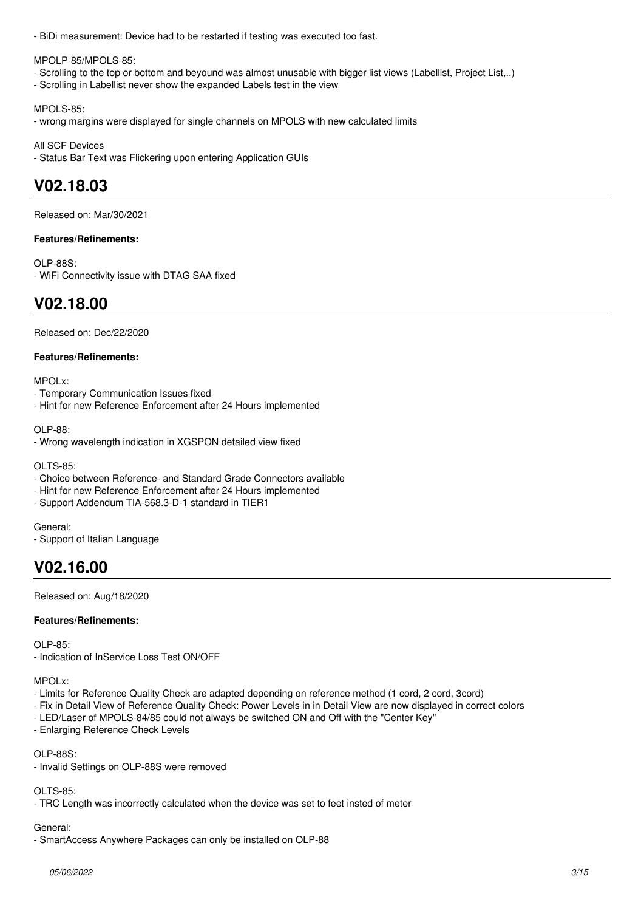- BiDi measurement: Device had to be restarted if testing was executed too fast.

MPOLP-85/MPOLS-85:
- Scrolling to the top or bottom and beyound was almost unusable with bigger list views (Labellist, Project List,..)
- Scrolling in Labellist never show the expanded Labels test in the view

MPOLS-85:
- wrong margins were displayed for single channels on MPOLS with new calculated limits

All SCF Devices
- Status Bar Text was Flickering upon entering Application GUIs

# V02.18.03

Released on: Mar/30/2021

**Features/Refinements:**

OLP-88S:
- WiFi Connectivity issue with DTAG SAA fixed

# V02.18.00

Released on: Dec/22/2020

**Features/Refinements:**

MPOLx:
- Temporary Communication Issues fixed
- Hint for new Reference Enforcement after 24 Hours implemented

OLP-88:
- Wrong wavelength indication in XGSPON detailed view fixed

OLTS-85:
- Choice between Reference- and Standard Grade Connectors available
- Hint for new Reference Enforcement after 24 Hours implemented
- Support Addendum TIA-568.3-D-1 standard in TIER1

General:
- Support of Italian Language

# V02.16.00

Released on: Aug/18/2020

**Features/Refinements:**

OLP-85:
- Indication of InService Loss Test ON/OFF

MPOLx:
- Limits for Reference Quality Check are adapted depending on reference method (1 cord, 2 cord, 3cord)
- Fix in Detail View of Reference Quality Check: Power Levels in in Detail View are now displayed in correct colors
- LED/Laser of MPOLS-84/85 could not always be switched ON and Off with the "Center Key"
- Enlarging Reference Check Levels

OLP-88S:
- Invalid Settings on OLP-88S were removed

OLTS-85:
- TRC Length was incorrectly calculated when the device was set to feet insted of meter

General:
- SmartAccess Anywhere Packages can only be installed on OLP-88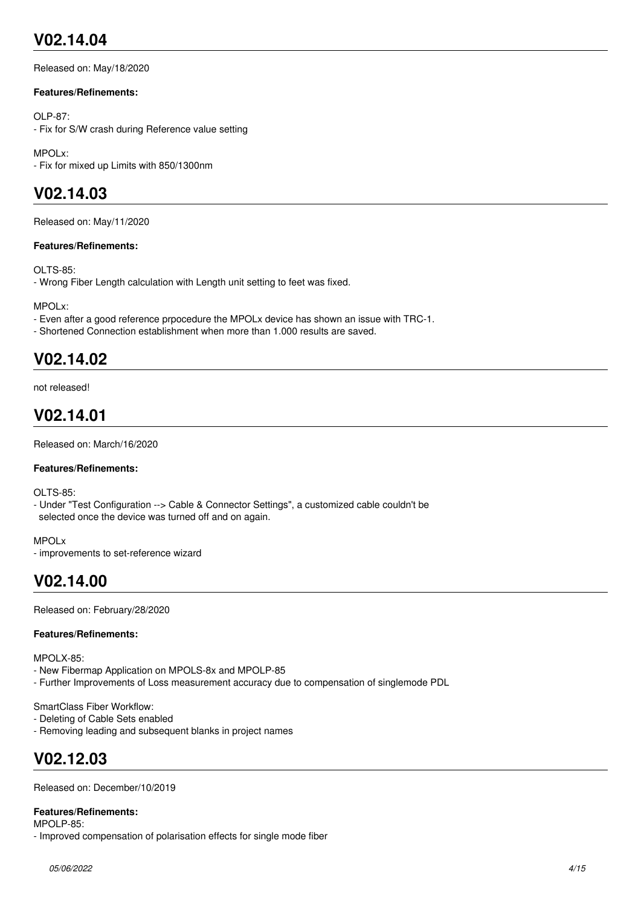# V02.14.04

Released on: May/18/2020

**Features/Refinements:**

OLP-87:
- Fix for S/W crash during Reference value setting

MPOLx:
- Fix for mixed up Limits with 850/1300nm

# V02.14.03

Released on: May/11/2020

**Features/Refinements:**

OLTS-85:
- Wrong Fiber Length calculation with Length unit setting to feet was fixed.

MPOLx:
- Even after a good reference prpocedure the MPOLx device has shown an issue with TRC-1.
- Shortened Connection establishment when more than 1.000 results are saved.

# V02.14.02

not released!

# V02.14.01

Released on: March/16/2020

**Features/Refinements:**

OLTS-85:
- Under "Test Configuration --> Cable & Connector Settings", a customized cable couldn't be selected once the device was turned off and on again.

MPOLx
- improvements to set-reference wizard

# V02.14.00

Released on: February/28/2020

**Features/Refinements:**

MPOLX-85:
- New Fibermap Application on MPOLS-8x and MPOLP-85
- Further Improvements of Loss measurement accuracy due to compensation of singlemode PDL

SmartClass Fiber Workflow:
- Deleting of Cable Sets enabled
- Removing leading and subsequent blanks in project names

# V02.12.03

Released on: December/10/2019

**Features/Refinements:**
MPOLP-85:
- Improved compensation of polarisation effects for single mode fiber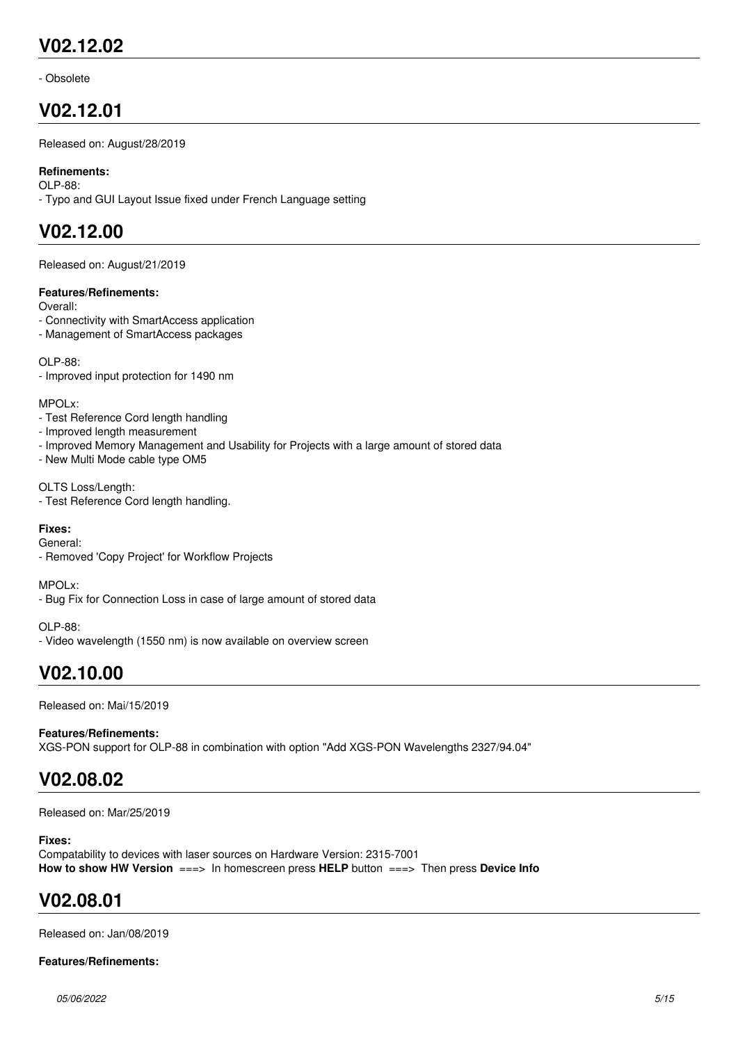## V02.12.02

- Obsolete

## V02.12.01

Released on: August/28/2019

**Refinements:**
OLP-88:
- Typo and GUI Layout Issue fixed under French Language setting

## V02.12.00

Released on: August/21/2019

**Features/Refinements:**
Overall:
- Connectivity with SmartAccess application
- Management of SmartAccess packages

OLP-88:
- Improved input protection for 1490 nm

MPOLx:
- Test Reference Cord length handling
- Improved length measurement
- Improved Memory Management and Usability for Projects with a large amount of stored data
- New Multi Mode cable type OM5

OLTS Loss/Length:
- Test Reference Cord length handling.

**Fixes:**
General:
- Removed 'Copy Project' for Workflow Projects

MPOLx:
- Bug Fix for Connection Loss in case of large amount of stored data

OLP-88:
- Video wavelength (1550 nm) is now available on overview screen

## V02.10.00

Released on: Mai/15/2019

**Features/Refinements:**
XGS-PON support for OLP-88 in combination with option "Add XGS-PON Wavelengths 2327/94.04"

## V02.08.02

Released on: Mar/25/2019

**Fixes:**
Compatability to devices with laser sources on Hardware Version: 2315-7001
**How to show HW Version** ===> In homescreen press **HELP** button ===> Then press **Device Info**

## V02.08.01

Released on: Jan/08/2019

**Features/Refinements:**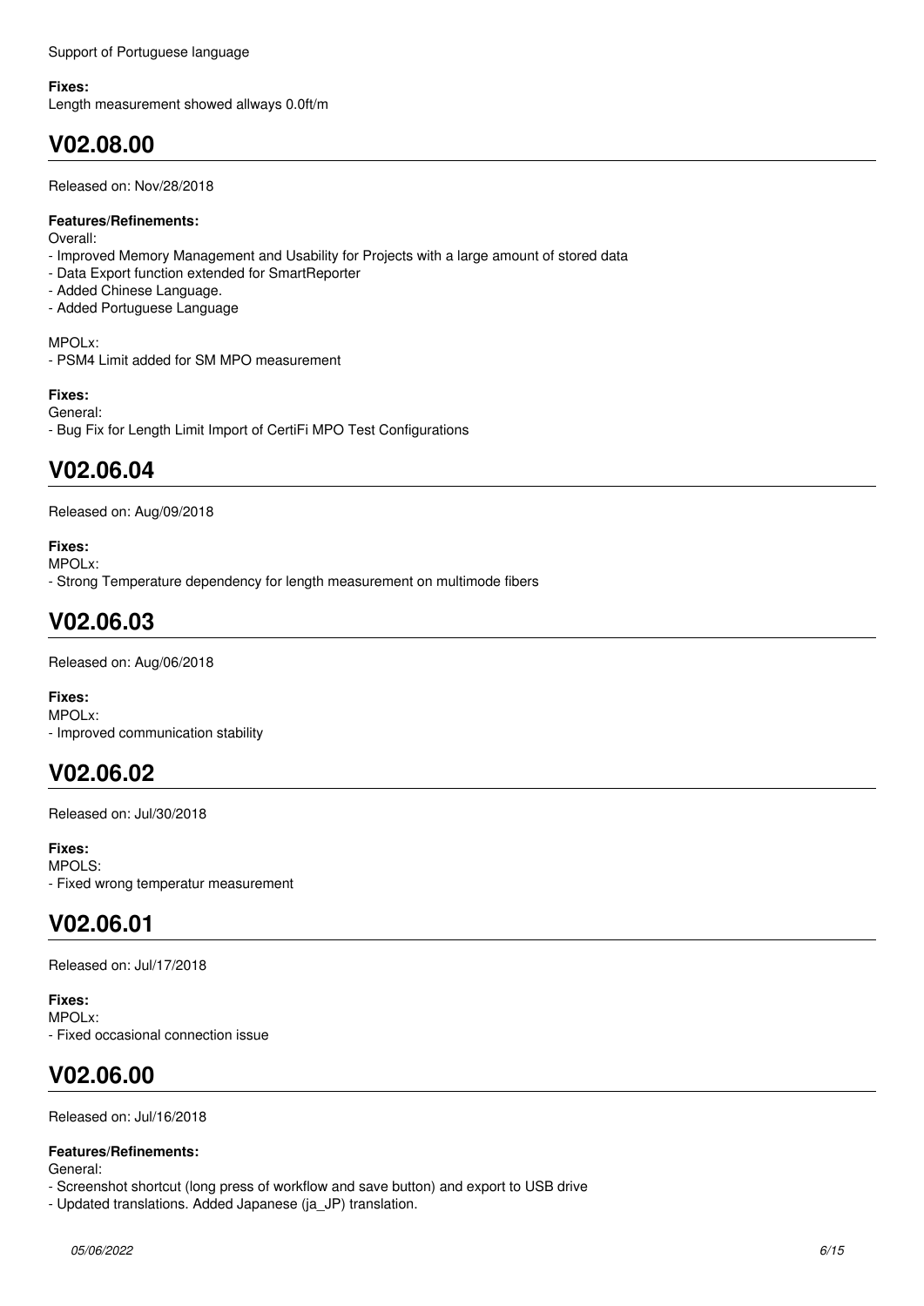Support of Portuguese language

**Fixes:**
Length measurement showed allways 0.0ft/m

## V02.08.00

Released on: Nov/28/2018

**Features/Refinements:**
Overall:
- Improved Memory Management and Usability for Projects with a large amount of stored data
- Data Export function extended for SmartReporter
- Added Chinese Language.
- Added Portuguese Language

MPOLx:
- PSM4 Limit added for SM MPO measurement

**Fixes:**
General:
- Bug Fix for Length Limit Import of CertiFi MPO Test Configurations

## V02.06.04

Released on: Aug/09/2018

**Fixes:**
MPOLx:
- Strong Temperature dependency for length measurement on multimode fibers

## V02.06.03

Released on: Aug/06/2018

**Fixes:**
MPOLx:
- Improved communication stability

## V02.06.02

Released on: Jul/30/2018

**Fixes:**
MPOLS:
- Fixed wrong temperatur measurement

## V02.06.01

Released on: Jul/17/2018

**Fixes:**
MPOLx:
- Fixed occasional connection issue

## V02.06.00

Released on: Jul/16/2018

**Features/Refinements:**
General:
- Screenshot shortcut (long press of workflow and save button) and export to USB drive
- Updated translations. Added Japanese (ja_JP) translation.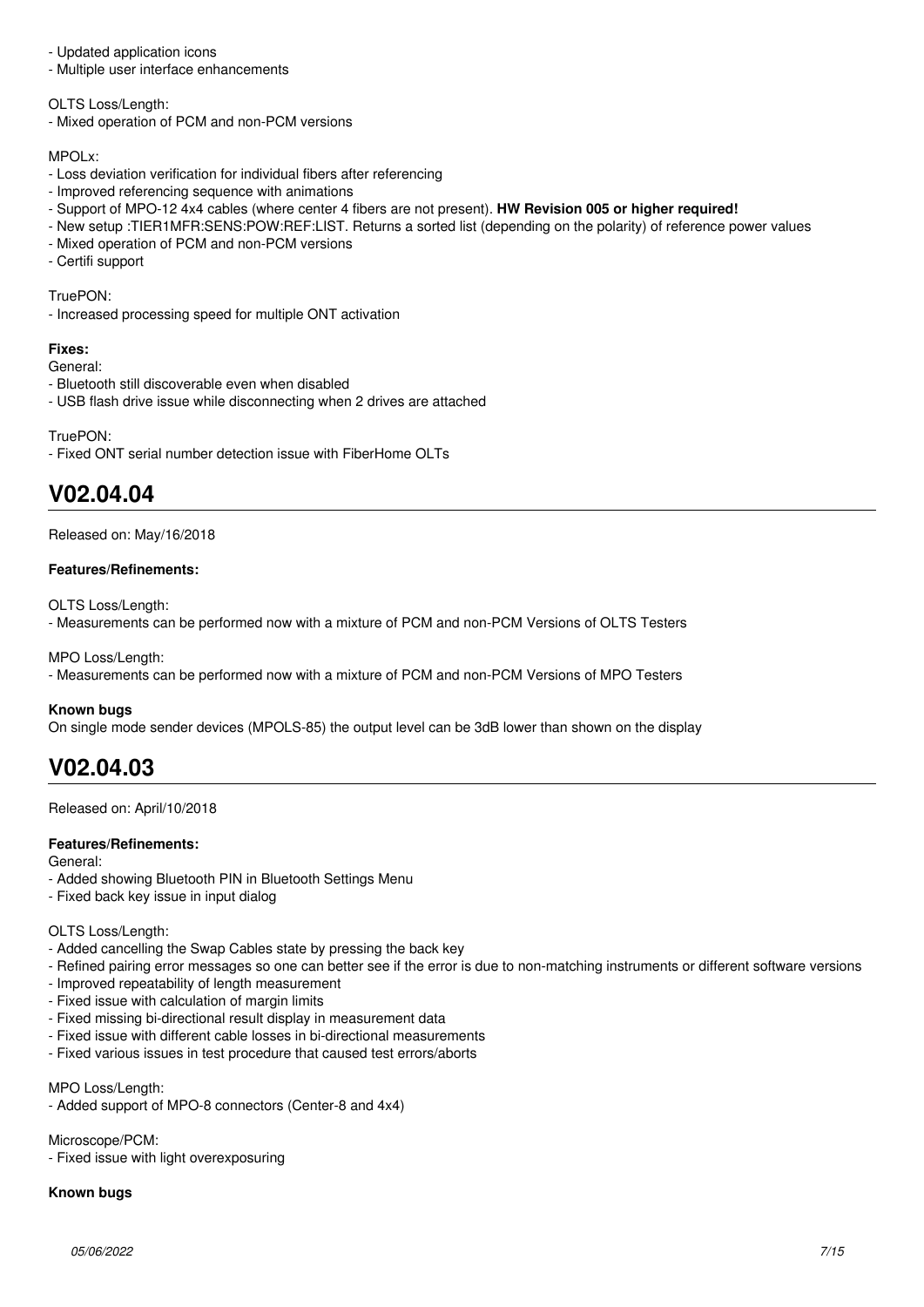- Updated application icons
- Multiple user interface enhancements

OLTS Loss/Length:
- Mixed operation of PCM and non-PCM versions

MPOLx:
- Loss deviation verification for individual fibers after referencing
- Improved referencing sequence with animations
- Support of MPO-12 4x4 cables (where center 4 fibers are not present). **HW Revision 005 or higher required!**
- New setup :TIER1MFR:SENS:POW:REF:LIST. Returns a sorted list (depending on the polarity) of reference power values
- Mixed operation of PCM and non-PCM versions
- Certifi support

TruePON:
- Increased processing speed for multiple ONT activation

**Fixes:**

General:
- Bluetooth still discoverable even when disabled
- USB flash drive issue while disconnecting when 2 drives are attached

TruePON:
- Fixed ONT serial number detection issue with FiberHome OLTs

# V02.04.04

Released on: May/16/2018

**Features/Refinements:**

OLTS Loss/Length:
- Measurements can be performed now with a mixture of PCM and non-PCM Versions of OLTS Testers

MPO Loss/Length:
- Measurements can be performed now with a mixture of PCM and non-PCM Versions of MPO Testers

**Known bugs**

On single mode sender devices (MPOLS-85) the output level can be 3dB lower than shown on the display

# V02.04.03

Released on: April/10/2018

**Features/Refinements:**

General:
- Added showing Bluetooth PIN in Bluetooth Settings Menu
- Fixed back key issue in input dialog

OLTS Loss/Length:
- Added cancelling the Swap Cables state by pressing the back key
- Refined pairing error messages so one can better see if the error is due to non-matching instruments or different software versions
- Improved repeatability of length measurement
- Fixed issue with calculation of margin limits
- Fixed missing bi-directional result display in measurement data
- Fixed issue with different cable losses in bi-directional measurements
- Fixed various issues in test procedure that caused test errors/aborts

MPO Loss/Length:
- Added support of MPO-8 connectors (Center-8 and 4x4)

Microscope/PCM:
- Fixed issue with light overexposuring

**Known bugs**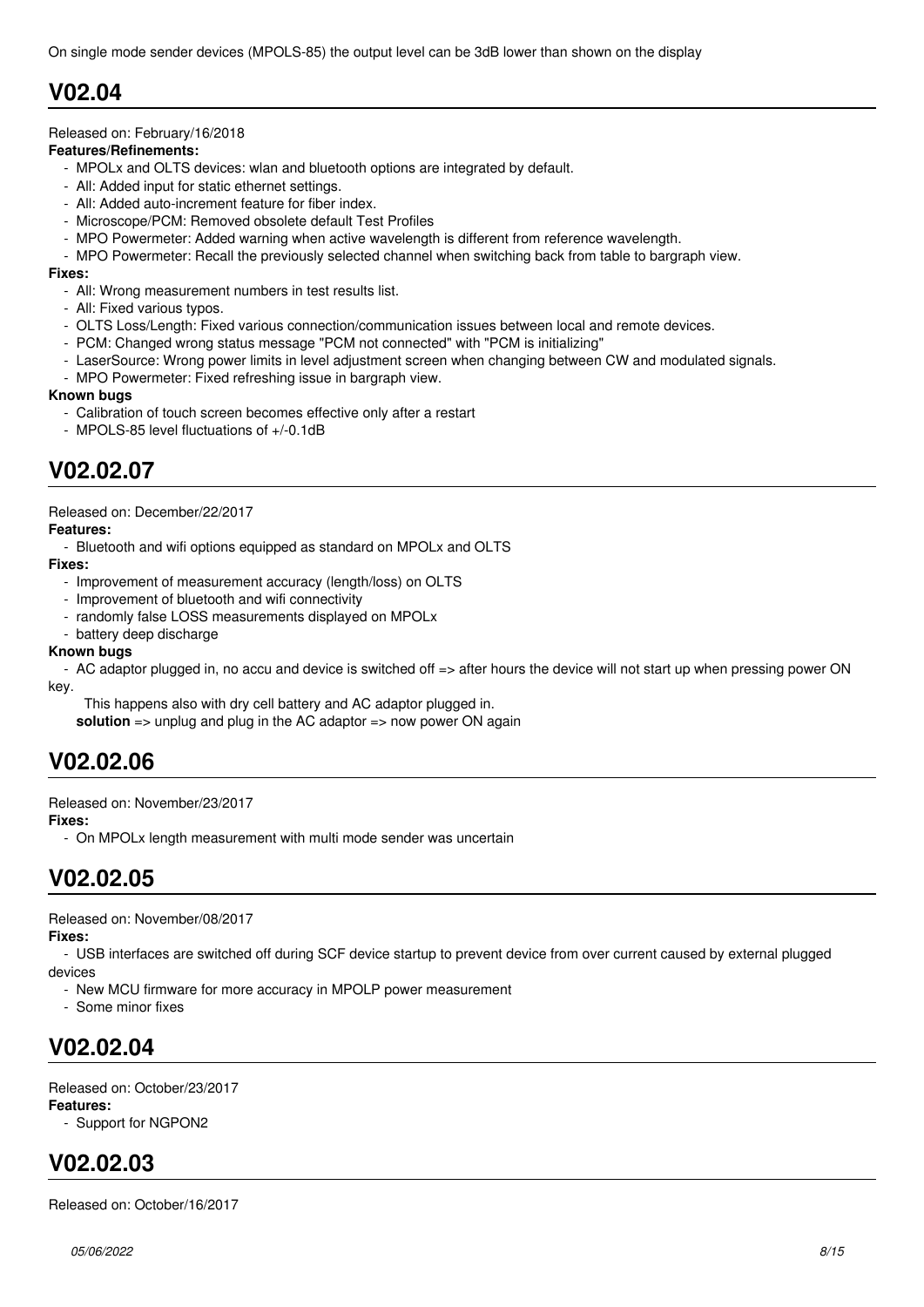On single mode sender devices (MPOLS-85) the output level can be 3dB lower than shown on the display

## V02.04

Released on: February/16/2018

**Features/Refinements:**

- MPOLx and OLTS devices: wlan and bluetooth options are integrated by default.
- All: Added input for static ethernet settings.
- All: Added auto-increment feature for fiber index.
- Microscope/PCM: Removed obsolete default Test Profiles
- MPO Powermeter: Added warning when active wavelength is different from reference wavelength.
- MPO Powermeter: Recall the previously selected channel when switching back from table to bargraph view.

**Fixes:**

- All: Wrong measurement numbers in test results list.
- All: Fixed various typos.
- OLTS Loss/Length: Fixed various connection/communication issues between local and remote devices.
- PCM: Changed wrong status message "PCM not connected" with "PCM is initializing"
- LaserSource: Wrong power limits in level adjustment screen when changing between CW and modulated signals.
- MPO Powermeter: Fixed refreshing issue in bargraph view.

**Known bugs**

- Calibration of touch screen becomes effective only after a restart
- MPOLS-85 level fluctuations of +/-0.1dB

## V02.02.07

Released on: December/22/2017

**Features:**

- Bluetooth and wifi options equipped as standard on MPOLx and OLTS

**Fixes:**

- Improvement of measurement accuracy (length/loss) on OLTS
- Improvement of bluetooth and wifi connectivity
- randomly false LOSS measurements displayed on MPOLx
- battery deep discharge

**Known bugs**

- AC adaptor plugged in, no accu and device is switched off => after hours the device will not start up when pressing power ON key.

  This happens also with dry cell battery and AC adaptor plugged in.

  **solution** => unplug and plug in the AC adaptor => now power ON again

## V02.02.06

Released on: November/23/2017

**Fixes:**

- On MPOLx length measurement with multi mode sender was uncertain

## V02.02.05

Released on: November/08/2017

**Fixes:**

- USB interfaces are switched off during SCF device startup to prevent device from over current caused by external plugged devices
- New MCU firmware for more accuracy in MPOLP power measurement
- Some minor fixes

## V02.02.04

Released on: October/23/2017

**Features:**

- Support for NGPON2

## V02.02.03

Released on: October/16/2017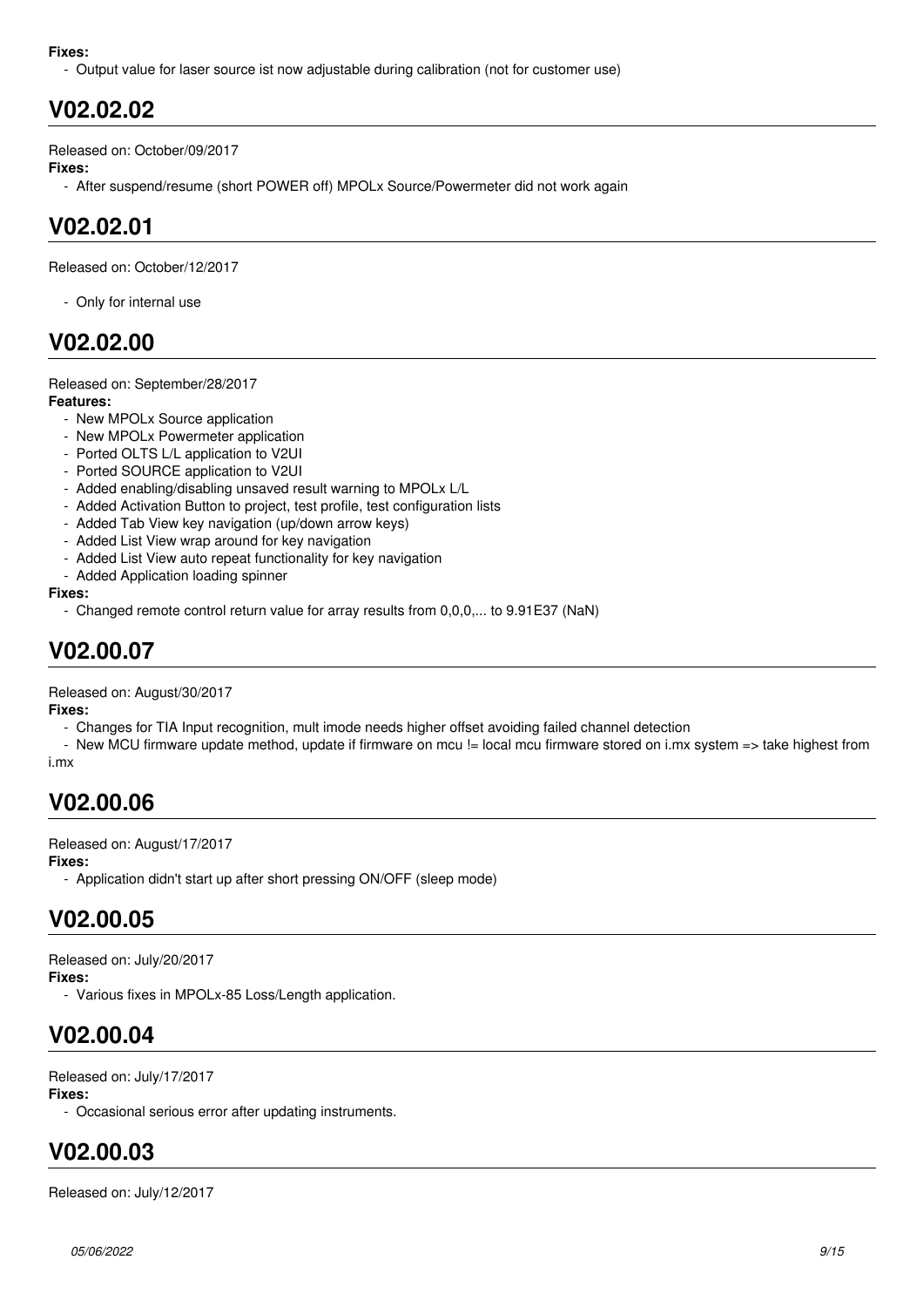**Fixes:**

- Output value for laser source ist now adjustable during calibration (not for customer use)

## V02.02.02

Released on: October/09/2017

**Fixes:**

- After suspend/resume (short POWER off) MPOLx Source/Powermeter did not work again

## V02.02.01

Released on: October/12/2017

- Only for internal use

## V02.02.00

Released on: September/28/2017

**Features:**

- New MPOLx Source application
- New MPOLx Powermeter application
- Ported OLTS L/L application to V2UI
- Ported SOURCE application to V2UI
- Added enabling/disabling unsaved result warning to MPOLx L/L
- Added Activation Button to project, test profile, test configuration lists
- Added Tab View key navigation (up/down arrow keys)
- Added List View wrap around for key navigation
- Added List View auto repeat functionality for key navigation
- Added Application loading spinner

**Fixes:**

- Changed remote control return value for array results from 0,0,0,... to 9.91E37 (NaN)

## V02.00.07

Released on: August/30/2017

**Fixes:**

- Changes for TIA Input recognition, mult imode needs higher offset avoiding failed channel detection
- New MCU firmware update method, update if firmware on mcu != local mcu firmware stored on i.mx system => take highest from i.mx

## V02.00.06

Released on: August/17/2017

**Fixes:**

- Application didn't start up after short pressing ON/OFF (sleep mode)

## V02.00.05

Released on: July/20/2017

**Fixes:**

- Various fixes in MPOLx-85 Loss/Length application.

## V02.00.04

Released on: July/17/2017

**Fixes:**

- Occasional serious error after updating instruments.

## V02.00.03

Released on: July/12/2017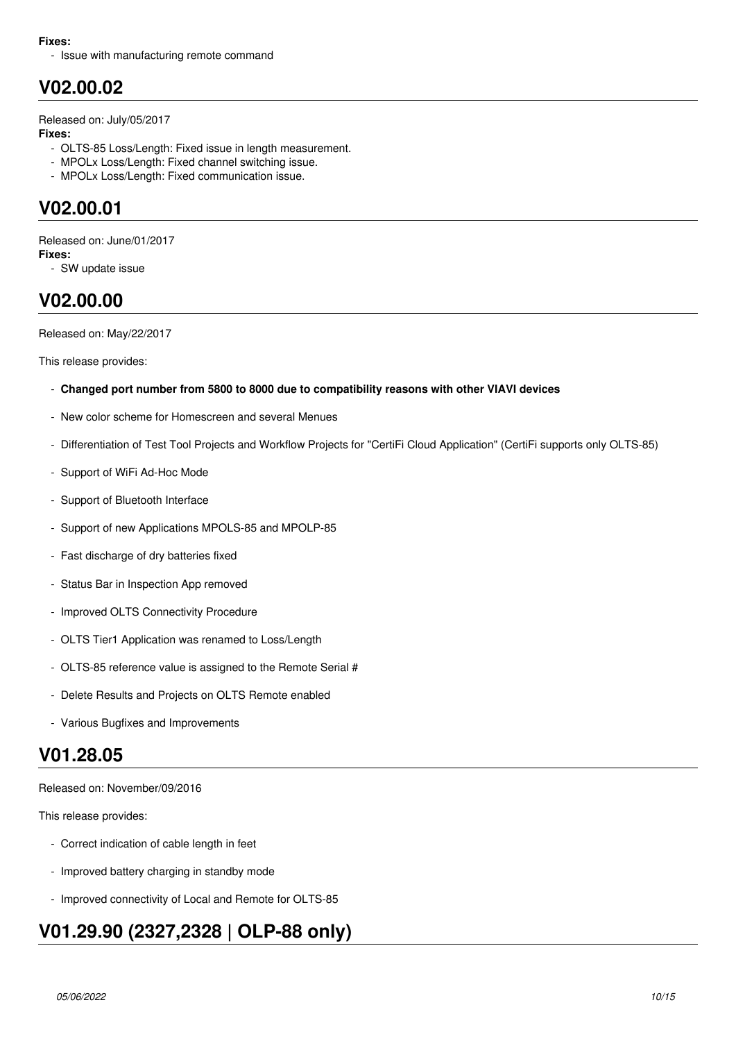**Fixes:**

- Issue with manufacturing remote command

## V02.00.02

Released on: July/05/2017

**Fixes:**

- OLTS-85 Loss/Length: Fixed issue in length measurement.
- MPOLx Loss/Length: Fixed channel switching issue.
- MPOLx Loss/Length: Fixed communication issue.

## V02.00.01

Released on: June/01/2017

**Fixes:**

- SW update issue

## V02.00.00

Released on: May/22/2017

This release provides:

- **Changed port number from 5800 to 8000 due to compatibility reasons with other VIAVI devices**
- New color scheme for Homescreen and several Menues
- Differentiation of Test Tool Projects and Workflow Projects for "CertiFi Cloud Application" (CertiFi supports only OLTS-85)
- Support of WiFi Ad-Hoc Mode
- Support of Bluetooth Interface
- Support of new Applications MPOLS-85 and MPOLP-85
- Fast discharge of dry batteries fixed
- Status Bar in Inspection App removed
- Improved OLTS Connectivity Procedure
- OLTS Tier1 Application was renamed to Loss/Length
- OLTS-85 reference value is assigned to the Remote Serial #
- Delete Results and Projects on OLTS Remote enabled
- Various Bugfixes and Improvements

## V01.28.05

Released on: November/09/2016

This release provides:

- Correct indication of cable length in feet
- Improved battery charging in standby mode
- Improved connectivity of Local and Remote for OLTS-85

## V01.29.90 (2327,2328 | OLP-88 only)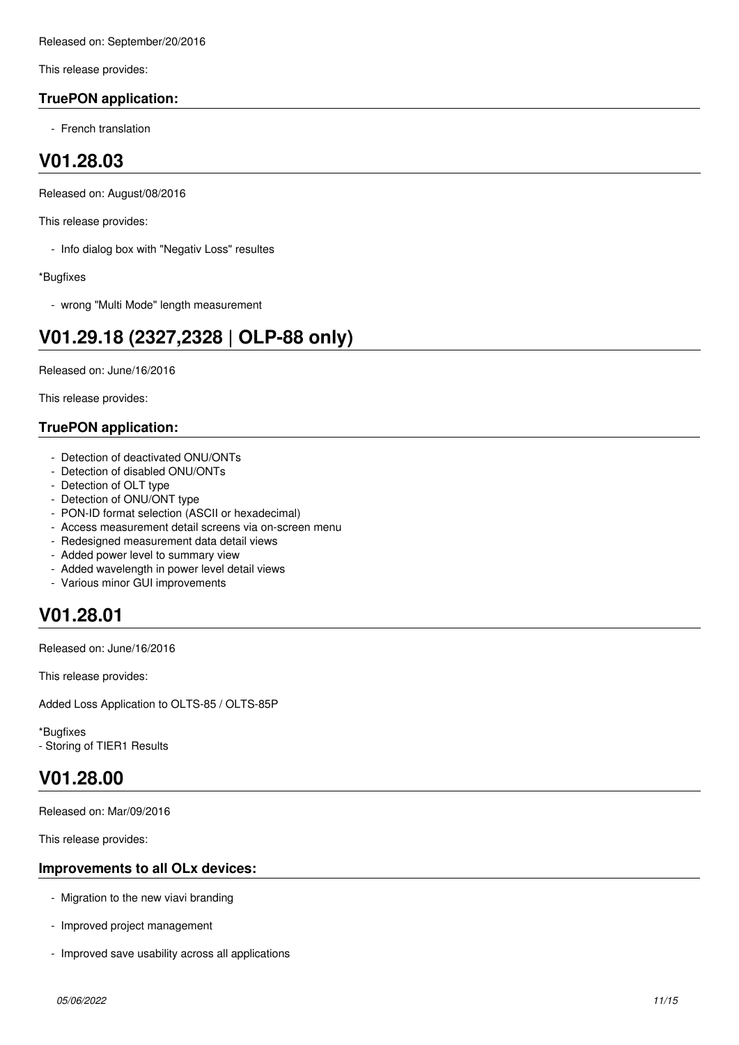Released on: September/20/2016

This release provides:

### TruePON application:

- French translation

## V01.28.03

Released on: August/08/2016

This release provides:

- Info dialog box with "Negativ Loss" resultes

*Bugfixes

- wrong "Multi Mode" length measurement

## V01.29.18 (2327,2328 | OLP-88 only)

Released on: June/16/2016

This release provides:

### TruePON application:

- Detection of deactivated ONU/ONTs
- Detection of disabled ONU/ONTs
- Detection of OLT type
- Detection of ONU/ONT type
- PON-ID format selection (ASCII or hexadecimal)
- Access measurement detail screens via on-screen menu
- Redesigned measurement data detail views
- Added power level to summary view
- Added wavelength in power level detail views
- Various minor GUI improvements

## V01.28.01

Released on: June/16/2016

This release provides:

Added Loss Application to OLTS-85 / OLTS-85P

*Bugfixes
- Storing of TIER1 Results

## V01.28.00

Released on: Mar/09/2016

This release provides:

### Improvements to all OLx devices:

- Migration to the new viavi branding
- Improved project management
- Improved save usability across all applications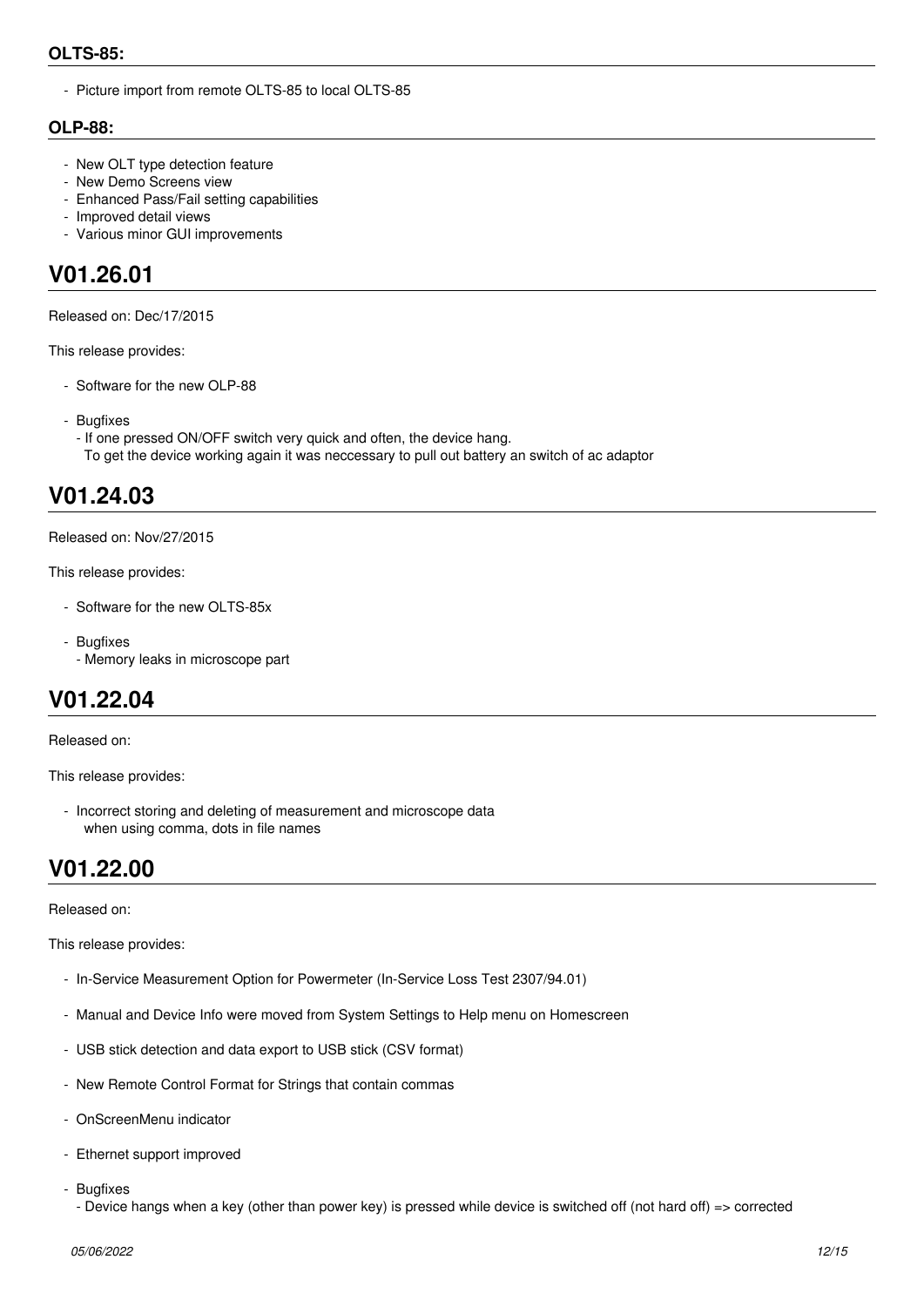### OLTS-85:

- Picture import from remote OLTS-85 to local OLTS-85

### OLP-88:

- New OLT type detection feature
- New Demo Screens view
- Enhanced Pass/Fail setting capabilities
- Improved detail views
- Various minor GUI improvements

# V01.26.01

Released on: Dec/17/2015

This release provides:

- Software for the new OLP-88

- Bugfixes
  - If one pressed ON/OFF switch very quick and often, the device hang.
    To get the device working again it was neccessary to pull out battery an switch of ac adaptor

# V01.24.03

Released on: Nov/27/2015

This release provides:

- Software for the new OLTS-85x

- Bugfixes
  - Memory leaks in microscope part

# V01.22.04

Released on:

This release provides:

- Incorrect storing and deleting of measurement and microscope data
  when using comma, dots in file names

# V01.22.00

Released on:

This release provides:

- In-Service Measurement Option for Powermeter (In-Service Loss Test 2307/94.01)

- Manual and Device Info were moved from System Settings to Help menu on Homescreen

- USB stick detection and data export to USB stick (CSV format)

- New Remote Control Format for Strings that contain commas

- OnScreenMenu indicator

- Ethernet support improved

- Bugfixes
  - Device hangs when a key (other than power key) is pressed while device is switched off (not hard off) => corrected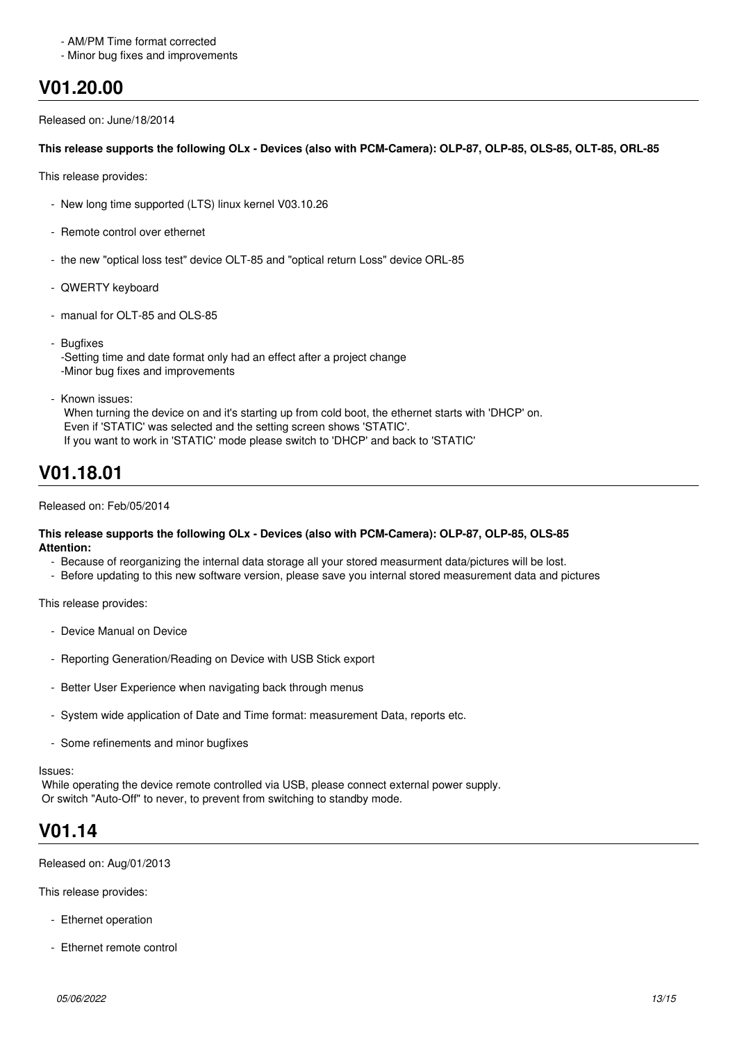- AM/PM Time format corrected
- Minor bug fixes and improvements

# V01.20.00

Released on: June/18/2014

**This release supports the following OLx - Devices (also with PCM-Camera): OLP-87, OLP-85, OLS-85, OLT-85, ORL-85**

This release provides:

- New long time supported (LTS) linux kernel V03.10.26
- Remote control over ethernet
- the new "optical loss test" device OLT-85 and "optical return Loss" device ORL-85
- QWERTY keyboard
- manual for OLT-85 and OLS-85
- Bugfixes
  -Setting time and date format only had an effect after a project change
  -Minor bug fixes and improvements
- Known issues:
  When turning the device on and it's starting up from cold boot, the ethernet starts with 'DHCP' on.
  Even if 'STATIC' was selected and the setting screen shows 'STATIC'.
  If you want to work in 'STATIC' mode please switch to 'DHCP' and back to 'STATIC'

# V01.18.01

Released on: Feb/05/2014

**This release supports the following OLx - Devices (also with PCM-Camera): OLP-87, OLP-85, OLS-85**
**Attention:**

- Because of reorganizing the internal data storage all your stored measurment data/pictures will be lost.
- Before updating to this new software version, please save you internal stored measurement data and pictures

This release provides:

- Device Manual on Device
- Reporting Generation/Reading on Device with USB Stick export
- Better User Experience when navigating back through menus
- System wide application of Date and Time format: measurement Data, reports etc.
- Some refinements and minor bugfixes

Issues:
While operating the device remote controlled via USB, please connect external power supply.
Or switch "Auto-Off" to never, to prevent from switching to standby mode.

# V01.14

Released on: Aug/01/2013

This release provides:

- Ethernet operation
- Ethernet remote control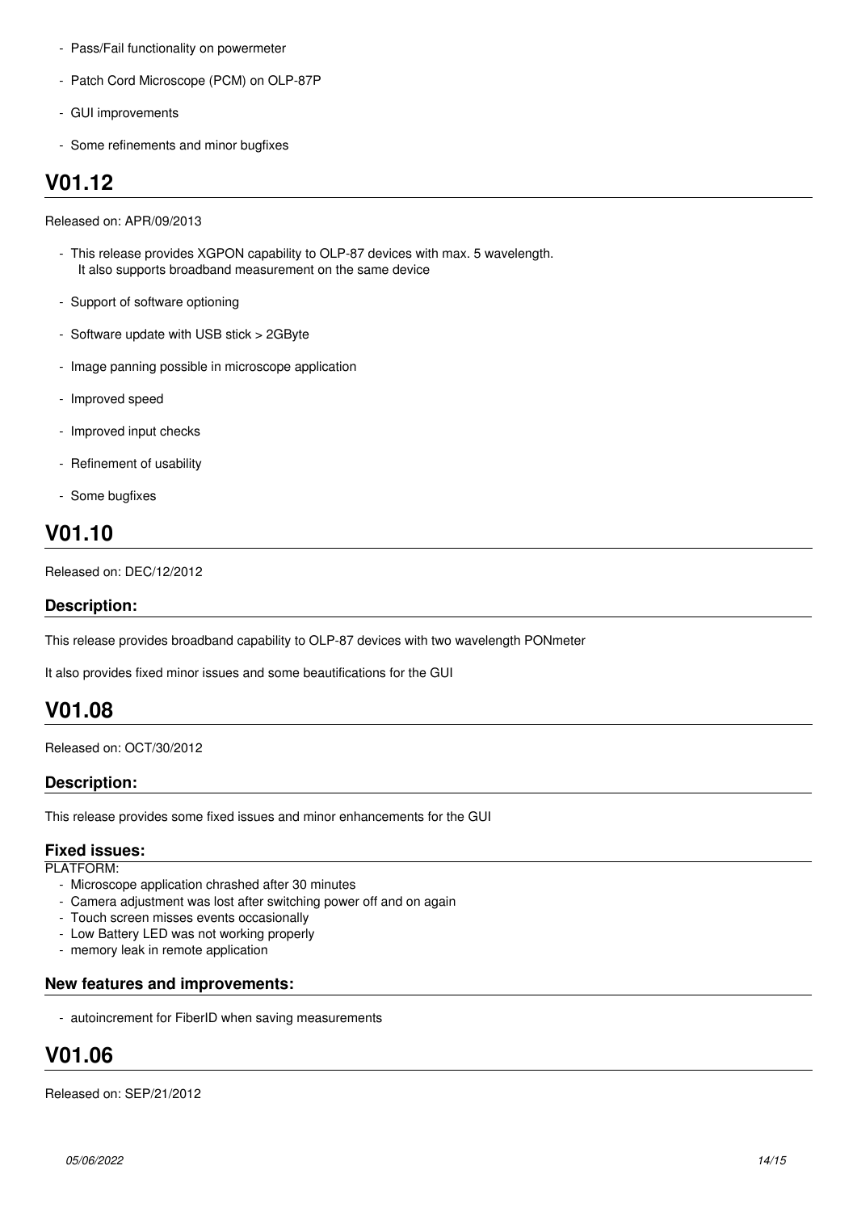- Pass/Fail functionality on powermeter
- Patch Cord Microscope (PCM) on OLP-87P
- GUI improvements
- Some refinements and minor bugfixes

# V01.12

Released on: APR/09/2013

- This release provides XGPON capability to OLP-87 devices with max. 5 wavelength.
  It also supports broadband measurement on the same device
- Support of software optioning
- Software update with USB stick > 2GByte
- Image panning possible in microscope application
- Improved speed
- Improved input checks
- Refinement of usability
- Some bugfixes

# V01.10

Released on: DEC/12/2012

## Description:

This release provides broadband capability to OLP-87 devices with two wavelength PONmeter

It also provides fixed minor issues and some beautifications for the GUI

# V01.08

Released on: OCT/30/2012

## Description:

This release provides some fixed issues and minor enhancements for the GUI

## Fixed issues:

PLATFORM:

- Microscope application chrashed after 30 minutes
- Camera adjustment was lost after switching power off and on again
- Touch screen misses events occasionally
- Low Battery LED was not working properly
- memory leak in remote application

## New features and improvements:

- autoincrement for FiberID when saving measurements

# V01.06

Released on: SEP/21/2012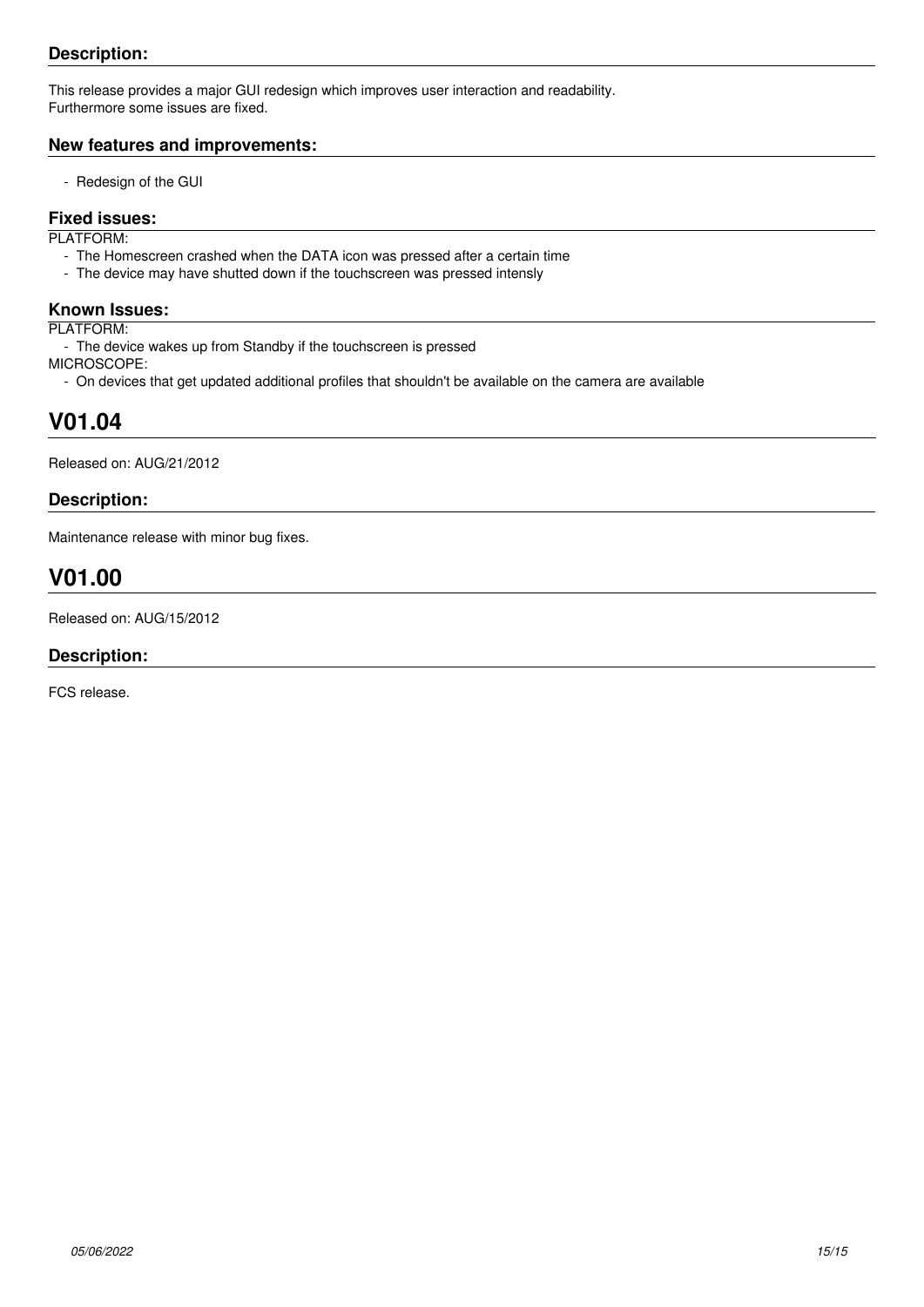### Description:

This release provides a major GUI redesign which improves user interaction and readability.
Furthermore some issues are fixed.

### New features and improvements:

- Redesign of the GUI

### Fixed issues:

PLATFORM:

- The Homescreen crashed when the DATA icon was pressed after a certain time
- The device may have shutted down if the touchscreen was pressed intensly

### Known Issues:

PLATFORM:

- The device wakes up from Standby if the touchscreen is pressed

MICROSCOPE:

- On devices that get updated additional profiles that shouldn't be available on the camera are available

## V01.04

Released on: AUG/21/2012

### Description:

Maintenance release with minor bug fixes.

## V01.00

Released on: AUG/15/2012

### Description:

FCS release.